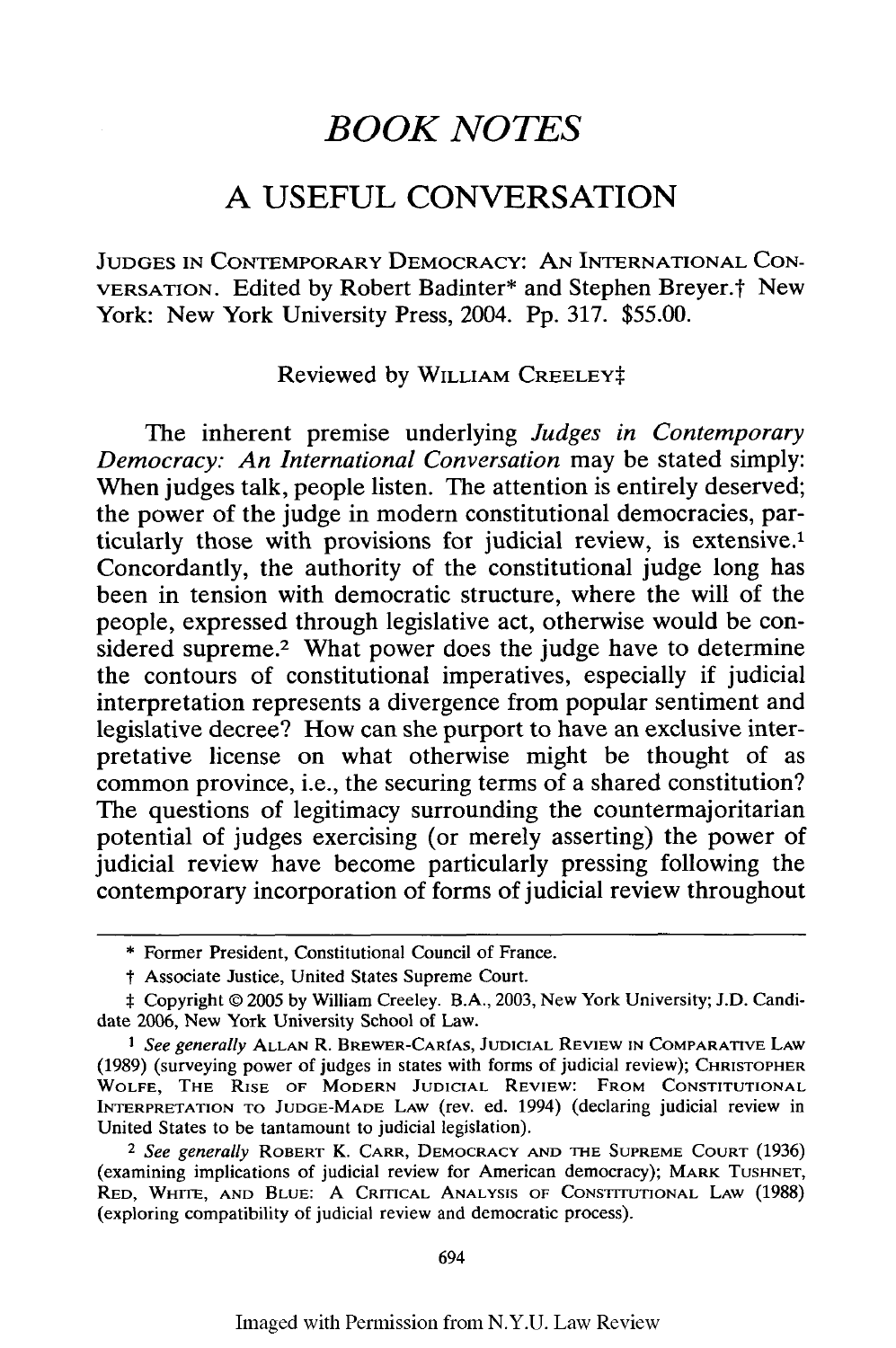# BOOK NOTES

## A USEFUL CONVERSATION

JUDGES IN CONTEMPORARY DEMOCRACY: AN INTERNATIONAL CONVERSATION. Edited by Robert Badinter* and Stephen Breyer.† New York: New York University Press, 2004. Pp. 317. $55.00.

Reviewed by WILLIAM CREELEY‡

The inherent premise underlying *Judges in Contemporary Democracy: An International Conversation* may be stated simply: When judges talk, people listen. The attention is entirely deserved; the power of the judge in modern constitutional democracies, particularly those with provisions for judicial review, is extensive.[1] Concordantly, the authority of the constitutional judge long has been in tension with democratic structure, where the will of the people, expressed through legislative act, otherwise would be considered supreme.[2] What power does the judge have to determine the contours of constitutional imperatives, especially if judicial interpretation represents a divergence from popular sentiment and legislative decree? How can she purport to have an exclusive interpretative license on what otherwise might be thought of as common province, i.e., the securing terms of a shared constitution? The questions of legitimacy surrounding the countermajoritarian potential of judges exercising (or merely asserting) the power of judicial review have become particularly pressing following the contemporary incorporation of forms of judicial review throughout

---

\* Former President, Constitutional Council of France.

† Associate Justice, United States Supreme Court.

‡ Copyright © 2005 by William Creeley. B.A., 2003, New York University; J.D. Candidate 2006, New York University School of Law.

[1] *See generally* ALLAN R. BREWER-CARÍAS, JUDICIAL REVIEW IN COMPARATIVE LAW (1989) (surveying power of judges in states with forms of judicial review); CHRISTOPHER WOLFE, THE RISE OF MODERN JUDICIAL REVIEW: FROM CONSTITUTIONAL INTERPRETATION TO JUDGE-MADE LAW (rev. ed. 1994) (declaring judicial review in United States to be tantamount to judicial legislation).

[2] *See generally* ROBERT K. CARR, DEMOCRACY AND THE SUPREME COURT (1936) (examining implications of judicial review for American democracy); MARK TUSHNET, RED, WHITE, AND BLUE: A CRITICAL ANALYSIS OF CONSTITUTIONAL LAW (1988) (exploring compatibility of judicial review and democratic process).

Imaged with Permission from N.Y.U. Law Review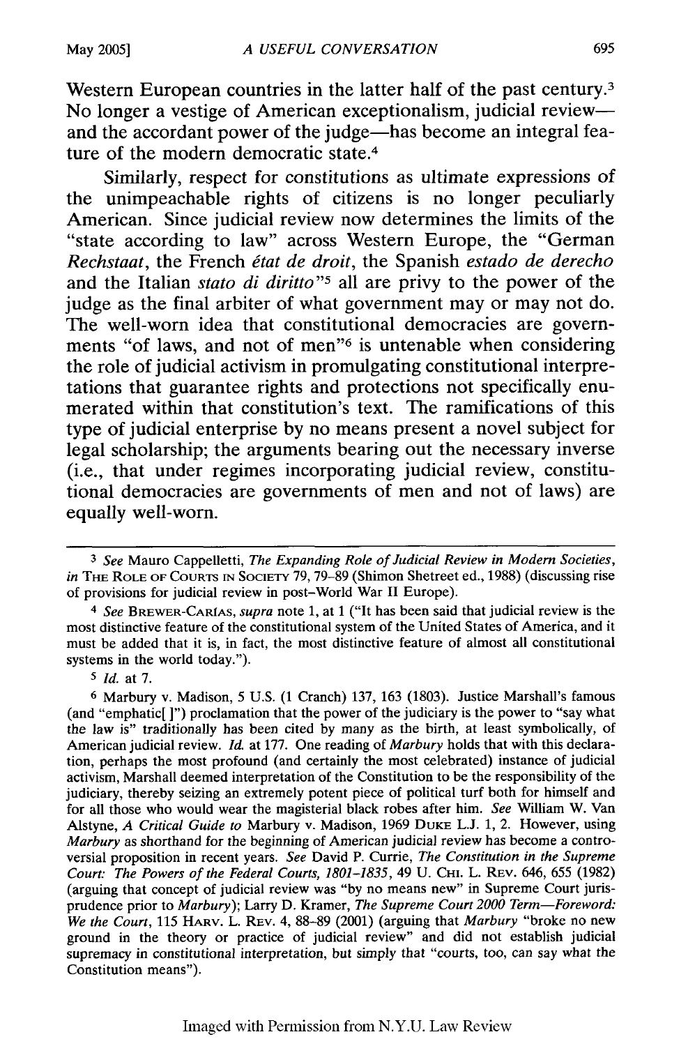Western European countries in the latter half of the past century.[3] No longer a vestige of American exceptionalism, judicial review—and the accordant power of the judge—has become an integral feature of the modern democratic state.[4]

Similarly, respect for constitutions as ultimate expressions of the unimpeachable rights of citizens is no longer peculiarly American. Since judicial review now determines the limits of the "state according to law" across Western Europe, the "German *Rechstaat*, the French *état de droit*, the Spanish *estado de derecho* and the Italian *stato di diritto*"[5] all are privy to the power of the judge as the final arbiter of what government may or may not do. The well-worn idea that constitutional democracies are governments "of laws, and not of men"[6] is untenable when considering the role of judicial activism in promulgating constitutional interpretations that guarantee rights and protections not specifically enumerated within that constitution's text. The ramifications of this type of judicial enterprise by no means present a novel subject for legal scholarship; the arguments bearing out the necessary inverse (i.e., that under regimes incorporating judicial review, constitutional democracies are governments of men and not of laws) are equally well-worn.

---

[3] *See* Mauro Cappelletti, *The Expanding Role of Judicial Review in Modern Societies*, *in* THE ROLE OF COURTS IN SOCIETY 79, 79–89 (Shimon Shetreet ed., 1988) (discussing rise of provisions for judicial review in post–World War II Europe).

[4] *See* BREWER-CARÍAS, *supra* note 1, at 1 ("It has been said that judicial review is the most distinctive feature of the constitutional system of the United States of America, and it must be added that it is, in fact, the most distinctive feature of almost all constitutional systems in the world today.").

[5] *Id.* at 7.

[6] Marbury v. Madison, 5 U.S. (1 Cranch) 137, 163 (1803). Justice Marshall's famous (and "emphatic[ ]") proclamation that the power of the judiciary is the power to "say what the law is" traditionally has been cited by many as the birth, at least symbolically, of American judicial review. *Id.* at 177. One reading of *Marbury* holds that with this declaration, perhaps the most profound (and certainly the most celebrated) instance of judicial activism, Marshall deemed interpretation of the Constitution to be the responsibility of the judiciary, thereby seizing an extremely potent piece of political turf both for himself and for all those who would wear the magisterial black robes after him. *See* William W. Van Alstyne, *A Critical Guide to* Marbury v. Madison, 1969 DUKE L.J. 1, 2. However, using *Marbury* as shorthand for the beginning of American judicial review has become a controversial proposition in recent years. *See* David P. Currie, *The Constitution in the Supreme Court: The Powers of the Federal Courts, 1801–1835*, 49 U. CHI. L. REV. 646, 655 (1982) (arguing that concept of judicial review was "by no means new" in Supreme Court jurisprudence prior to *Marbury*); Larry D. Kramer, *The Supreme Court 2000 Term—Foreword: We the Court*, 115 HARV. L. REV. 4, 88–89 (2001) (arguing that *Marbury* "broke no new ground in the theory or practice of judicial review" and did not establish judicial supremacy in constitutional interpretation, but simply that "courts, too, can say what the Constitution means").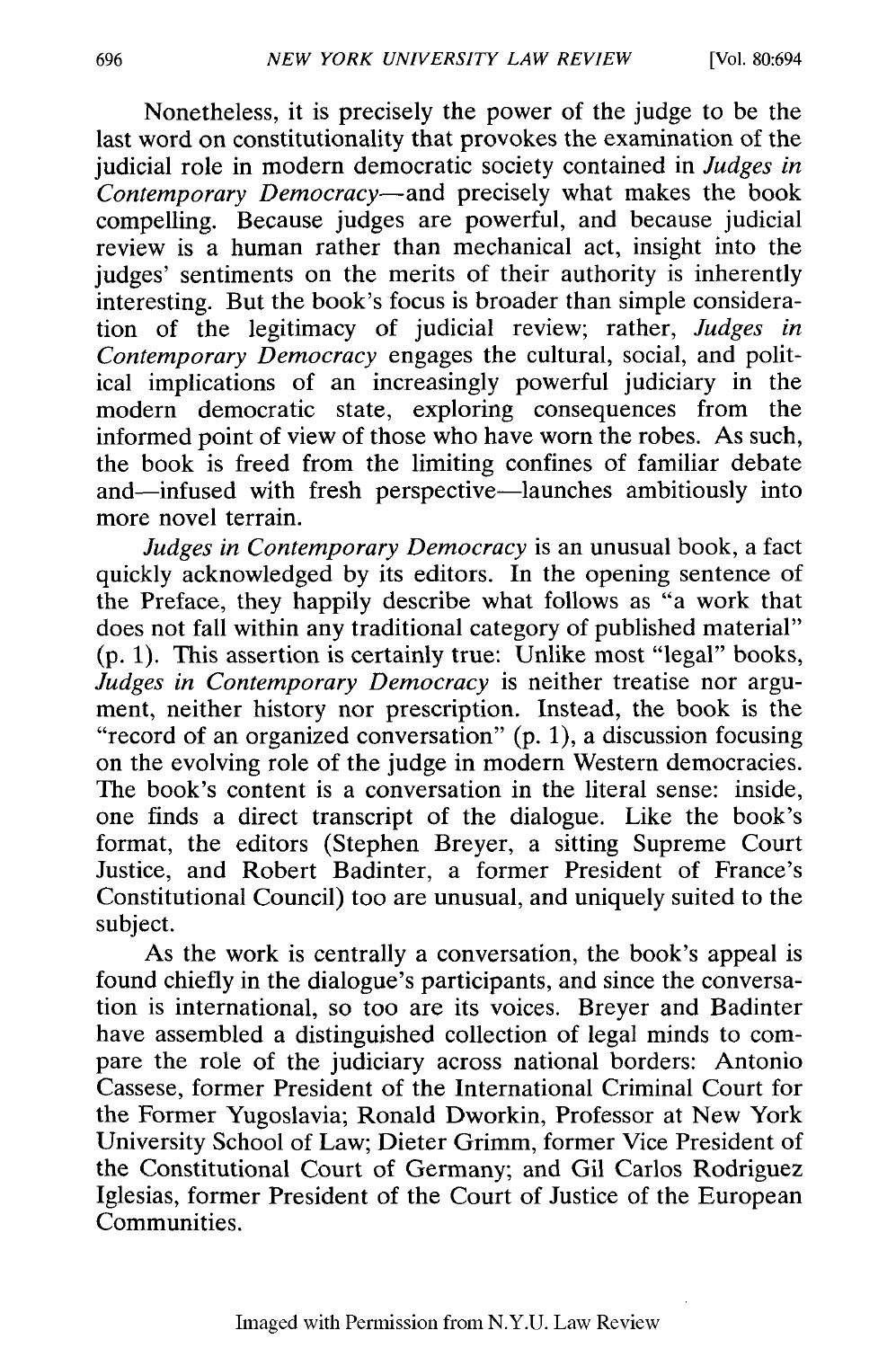Nonetheless, it is precisely the power of the judge to be the last word on constitutionality that provokes the examination of the judicial role in modern democratic society contained in *Judges in Contemporary Democracy*—and precisely what makes the book compelling. Because judges are powerful, and because judicial review is a human rather than mechanical act, insight into the judges' sentiments on the merits of their authority is inherently interesting. But the book's focus is broader than simple consideration of the legitimacy of judicial review; rather, *Judges in Contemporary Democracy* engages the cultural, social, and political implications of an increasingly powerful judiciary in the modern democratic state, exploring consequences from the informed point of view of those who have worn the robes. As such, the book is freed from the limiting confines of familiar debate and—infused with fresh perspective—launches ambitiously into more novel terrain.

*Judges in Contemporary Democracy* is an unusual book, a fact quickly acknowledged by its editors. In the opening sentence of the Preface, they happily describe what follows as "a work that does not fall within any traditional category of published material" (p. 1). This assertion is certainly true: Unlike most "legal" books, *Judges in Contemporary Democracy* is neither treatise nor argument, neither history nor prescription. Instead, the book is the "record of an organized conversation" (p. 1), a discussion focusing on the evolving role of the judge in modern Western democracies. The book's content is a conversation in the literal sense: inside, one finds a direct transcript of the dialogue. Like the book's format, the editors (Stephen Breyer, a sitting Supreme Court Justice, and Robert Badinter, a former President of France's Constitutional Council) too are unusual, and uniquely suited to the subject.

As the work is centrally a conversation, the book's appeal is found chiefly in the dialogue's participants, and since the conversation is international, so too are its voices. Breyer and Badinter have assembled a distinguished collection of legal minds to compare the role of the judiciary across national borders: Antonio Cassese, former President of the International Criminal Court for the Former Yugoslavia; Ronald Dworkin, Professor at New York University School of Law; Dieter Grimm, former Vice President of the Constitutional Court of Germany; and Gil Carlos Rodriguez Iglesias, former President of the Court of Justice of the European Communities.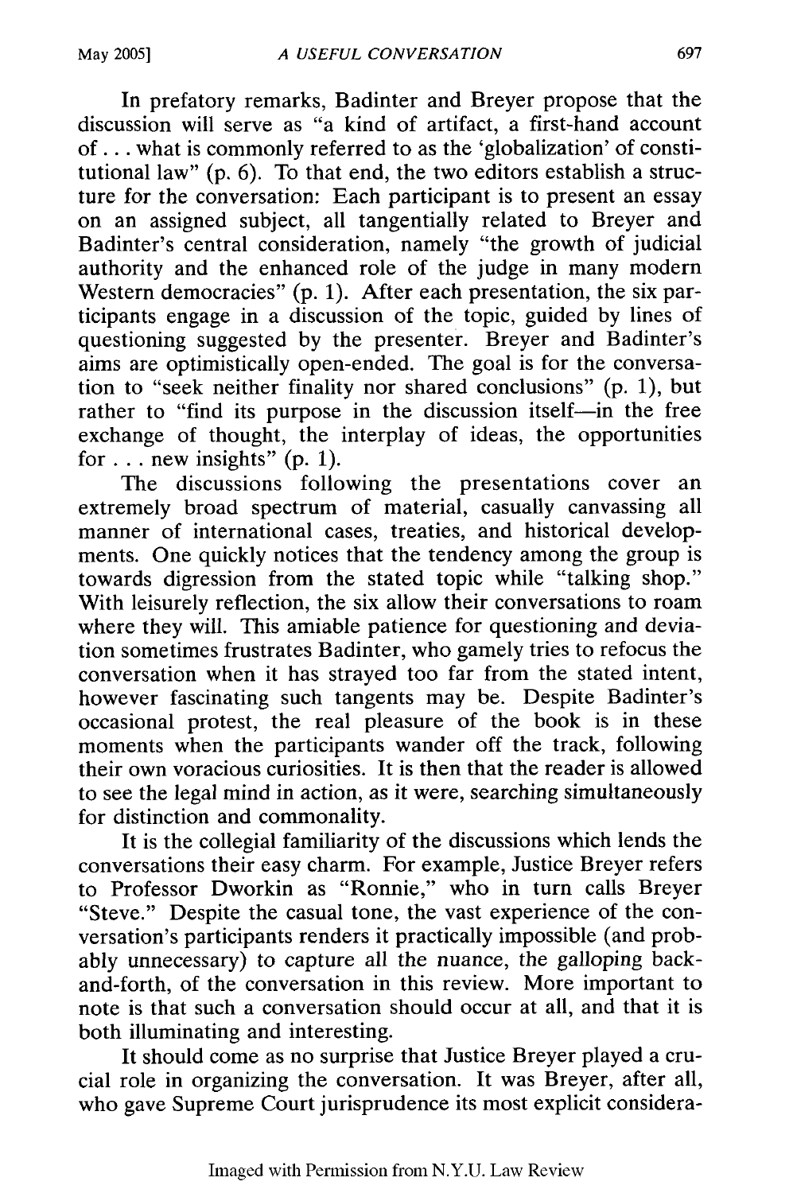In prefatory remarks, Badinter and Breyer propose that the discussion will serve as "a kind of artifact, a first-hand account of . . . what is commonly referred to as the 'globalization' of constitutional law" (p. 6). To that end, the two editors establish a structure for the conversation: Each participant is to present an essay on an assigned subject, all tangentially related to Breyer and Badinter's central consideration, namely "the growth of judicial authority and the enhanced role of the judge in many modern Western democracies" (p. 1). After each presentation, the six participants engage in a discussion of the topic, guided by lines of questioning suggested by the presenter. Breyer and Badinter's aims are optimistically open-ended. The goal is for the conversation to "seek neither finality nor shared conclusions" (p. 1), but rather to "find its purpose in the discussion itself—in the free exchange of thought, the interplay of ideas, the opportunities for . . . new insights" (p. 1).

The discussions following the presentations cover an extremely broad spectrum of material, casually canvassing all manner of international cases, treaties, and historical developments. One quickly notices that the tendency among the group is towards digression from the stated topic while "talking shop." With leisurely reflection, the six allow their conversations to roam where they will. This amiable patience for questioning and deviation sometimes frustrates Badinter, who gamely tries to refocus the conversation when it has strayed too far from the stated intent, however fascinating such tangents may be. Despite Badinter's occasional protest, the real pleasure of the book is in these moments when the participants wander off the track, following their own voracious curiosities. It is then that the reader is allowed to see the legal mind in action, as it were, searching simultaneously for distinction and commonality.

It is the collegial familiarity of the discussions which lends the conversations their easy charm. For example, Justice Breyer refers to Professor Dworkin as "Ronnie," who in turn calls Breyer "Steve." Despite the casual tone, the vast experience of the conversation's participants renders it practically impossible (and probably unnecessary) to capture all the nuance, the galloping back-and-forth, of the conversation in this review. More important to note is that such a conversation should occur at all, and that it is both illuminating and interesting.

It should come as no surprise that Justice Breyer played a crucial role in organizing the conversation. It was Breyer, after all, who gave Supreme Court jurisprudence its most explicit considera-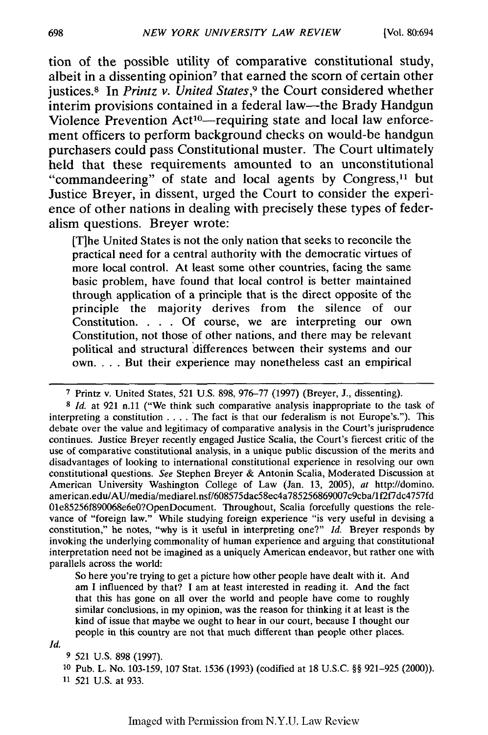tion of the possible utility of comparative constitutional study, albeit in a dissenting opinion[7] that earned the scorn of certain other justices.[8] In *Printz v. United States*,[9] the Court considered whether interim provisions contained in a federal law—the Brady Handgun Violence Prevention Act[10]—requiring state and local law enforcement officers to perform background checks on would-be handgun purchasers could pass Constitutional muster. The Court ultimately held that these requirements amounted to an unconstitutional "commandeering" of state and local agents by Congress,[11] but Justice Breyer, in dissent, urged the Court to consider the experience of other nations in dealing with precisely these types of federalism questions. Breyer wrote:

> [T]he United States is not the only nation that seeks to reconcile the practical need for a central authority with the democratic virtues of more local control. At least some other countries, facing the same basic problem, have found that local control is better maintained through application of a principle that is the direct opposite of the principle the majority derives from the silence of our Constitution. . . . Of course, we are interpreting our own Constitution, not those of other nations, and there may be relevant political and structural differences between their systems and our own. . . . But their experience may nonetheless cast an empirical

---

[7] Printz v. United States, 521 U.S. 898, 976–77 (1997) (Breyer, J., dissenting).

[8] *Id.* at 921 n.11 ("We think such comparative analysis inappropriate to the task of interpreting a constitution . . . . The fact is that our federalism is not Europe's."). This debate over the value and legitimacy of comparative analysis in the Court's jurisprudence continues. Justice Breyer recently engaged Justice Scalia, the Court's fiercest critic of the use of comparative constitutional analysis, in a unique public discussion of the merits and disadvantages of looking to international constitutional experience in resolving our own constitutional questions. *See* Stephen Breyer & Antonin Scalia, Moderated Discussion at American University Washington College of Law (Jan. 13, 2005), *at* http://domino.american.edu/AU/media/mediarel.nsf/608575dac58ec4a785256869007c9cba/1f2f7dc4757fd01e85256f890068e6e0?OpenDocument. Throughout, Scalia forcefully questions the relevance of "foreign law." While studying foreign experience "is very useful in devising a constitution," he notes, "why is it useful in interpreting one?" *Id.* Breyer responds by invoking the underlying commonality of human experience and arguing that constitutional interpretation need not be imagined as a uniquely American endeavor, but rather one with parallels across the world:

> So here you're trying to get a picture how other people have dealt with it. And am I influenced by that? I am at least interested in reading it. And the fact that this has gone on all over the world and people have come to roughly similar conclusions, in my opinion, was the reason for thinking it at least is the kind of issue that maybe we ought to hear in our court, because I thought our people in this country are not that much different than people other places.

*Id.*

[9] 521 U.S. 898 (1997).

[10] Pub. L. No. 103-159, 107 Stat. 1536 (1993) (codified at 18 U.S.C. §§ 921–925 (2000)).

[11] 521 U.S. at 933.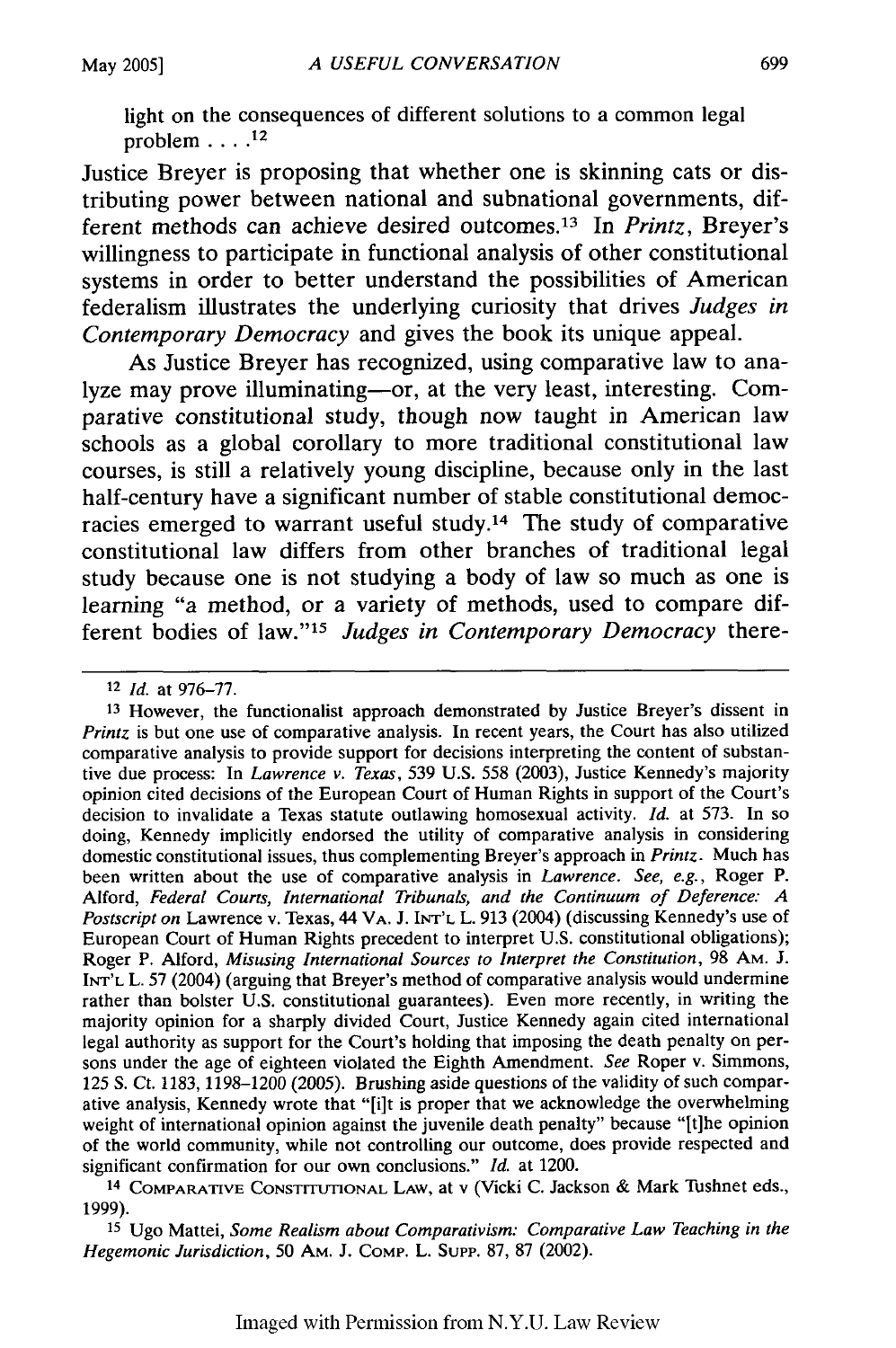light on the consequences of different solutions to a common legal problem . . . .[12]

Justice Breyer is proposing that whether one is skinning cats or distributing power between national and subnational governments, different methods can achieve desired outcomes.[13] In *Printz*, Breyer's willingness to participate in functional analysis of other constitutional systems in order to better understand the possibilities of American federalism illustrates the underlying curiosity that drives *Judges in Contemporary Democracy* and gives the book its unique appeal.

As Justice Breyer has recognized, using comparative law to analyze may prove illuminating—or, at the very least, interesting. Comparative constitutional study, though now taught in American law schools as a global corollary to more traditional constitutional law courses, is still a relatively young discipline, because only in the last half-century have a significant number of stable constitutional democracies emerged to warrant useful study.[14] The study of comparative constitutional law differs from other branches of traditional legal study because one is not studying a body of law so much as one is learning "a method, or a variety of methods, used to compare different bodies of law."[15] *Judges in Contemporary Democracy* there-

---

[12] *Id.* at 976–77.

[13] However, the functionalist approach demonstrated by Justice Breyer's dissent in *Printz* is but one use of comparative analysis. In recent years, the Court has also utilized comparative analysis to provide support for decisions interpreting the content of substantive due process: In *Lawrence v. Texas*, 539 U.S. 558 (2003), Justice Kennedy's majority opinion cited decisions of the European Court of Human Rights in support of the Court's decision to invalidate a Texas statute outlawing homosexual activity. *Id.* at 573. In so doing, Kennedy implicitly endorsed the utility of comparative analysis in considering domestic constitutional issues, thus complementing Breyer's approach in *Printz*. Much has been written about the use of comparative analysis in *Lawrence*. *See, e.g.*, Roger P. Alford, *Federal Courts, International Tribunals, and the Continuum of Deference: A Postscript on* Lawrence v. Texas, 44 VA. J. INT'L L. 913 (2004) (discussing Kennedy's use of European Court of Human Rights precedent to interpret U.S. constitutional obligations); Roger P. Alford, *Misusing International Sources to Interpret the Constitution*, 98 AM. J. INT'L L. 57 (2004) (arguing that Breyer's method of comparative analysis would undermine rather than bolster U.S. constitutional guarantees). Even more recently, in writing the majority opinion for a sharply divided Court, Justice Kennedy again cited international legal authority as support for the Court's holding that imposing the death penalty on persons under the age of eighteen violated the Eighth Amendment. *See* Roper v. Simmons, 125 S. Ct. 1183, 1198–1200 (2005). Brushing aside questions of the validity of such comparative analysis, Kennedy wrote that "[i]t is proper that we acknowledge the overwhelming weight of international opinion against the juvenile death penalty" because "[t]he opinion of the world community, while not controlling our outcome, does provide respected and significant confirmation for our own conclusions." *Id.* at 1200.

[14] COMPARATIVE CONSTITUTIONAL LAW, at v (Vicki C. Jackson & Mark Tushnet eds., 1999).

[15] Ugo Mattei, *Some Realism about Comparativism: Comparative Law Teaching in the Hegemonic Jurisdiction*, 50 AM. J. COMP. L. SUPP. 87, 87 (2002).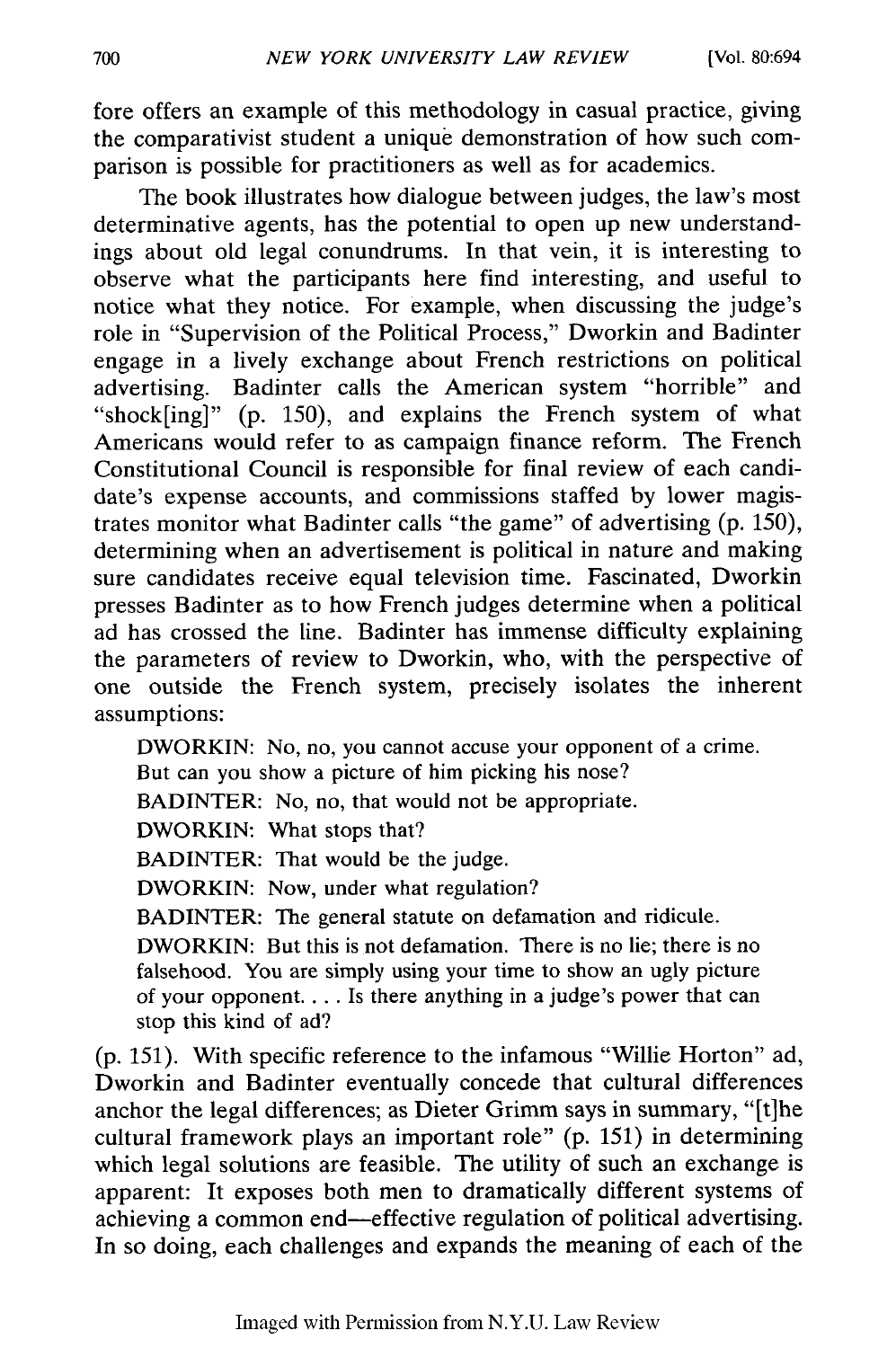fore offers an example of this methodology in casual practice, giving the comparativist student a unique demonstration of how such comparison is possible for practitioners as well as for academics.

The book illustrates how dialogue between judges, the law's most determinative agents, has the potential to open up new understandings about old legal conundrums. In that vein, it is interesting to observe what the participants here find interesting, and useful to notice what they notice. For example, when discussing the judge's role in "Supervision of the Political Process," Dworkin and Badinter engage in a lively exchange about French restrictions on political advertising. Badinter calls the American system "horrible" and "shock[ing]" (p. 150), and explains the French system of what Americans would refer to as campaign finance reform. The French Constitutional Council is responsible for final review of each candidate's expense accounts, and commissions staffed by lower magistrates monitor what Badinter calls "the game" of advertising (p. 150), determining when an advertisement is political in nature and making sure candidates receive equal television time. Fascinated, Dworkin presses Badinter as to how French judges determine when a political ad has crossed the line. Badinter has immense difficulty explaining the parameters of review to Dworkin, who, with the perspective of one outside the French system, precisely isolates the inherent assumptions:

> DWORKIN: No, no, you cannot accuse your opponent of a crime. But can you show a picture of him picking his nose?
>
> BADINTER: No, no, that would not be appropriate.
>
> DWORKIN: What stops that?
>
> BADINTER: That would be the judge.
>
> DWORKIN: Now, under what regulation?
>
> BADINTER: The general statute on defamation and ridicule.
>
> DWORKIN: But this is not defamation. There is no lie; there is no falsehood. You are simply using your time to show an ugly picture of your opponent. . . . Is there anything in a judge's power that can stop this kind of ad?

(p. 151). With specific reference to the infamous "Willie Horton" ad, Dworkin and Badinter eventually concede that cultural differences anchor the legal differences; as Dieter Grimm says in summary, "[t]he cultural framework plays an important role" (p. 151) in determining which legal solutions are feasible. The utility of such an exchange is apparent: It exposes both men to dramatically different systems of achieving a common end—effective regulation of political advertising. In so doing, each challenges and expands the meaning of each of the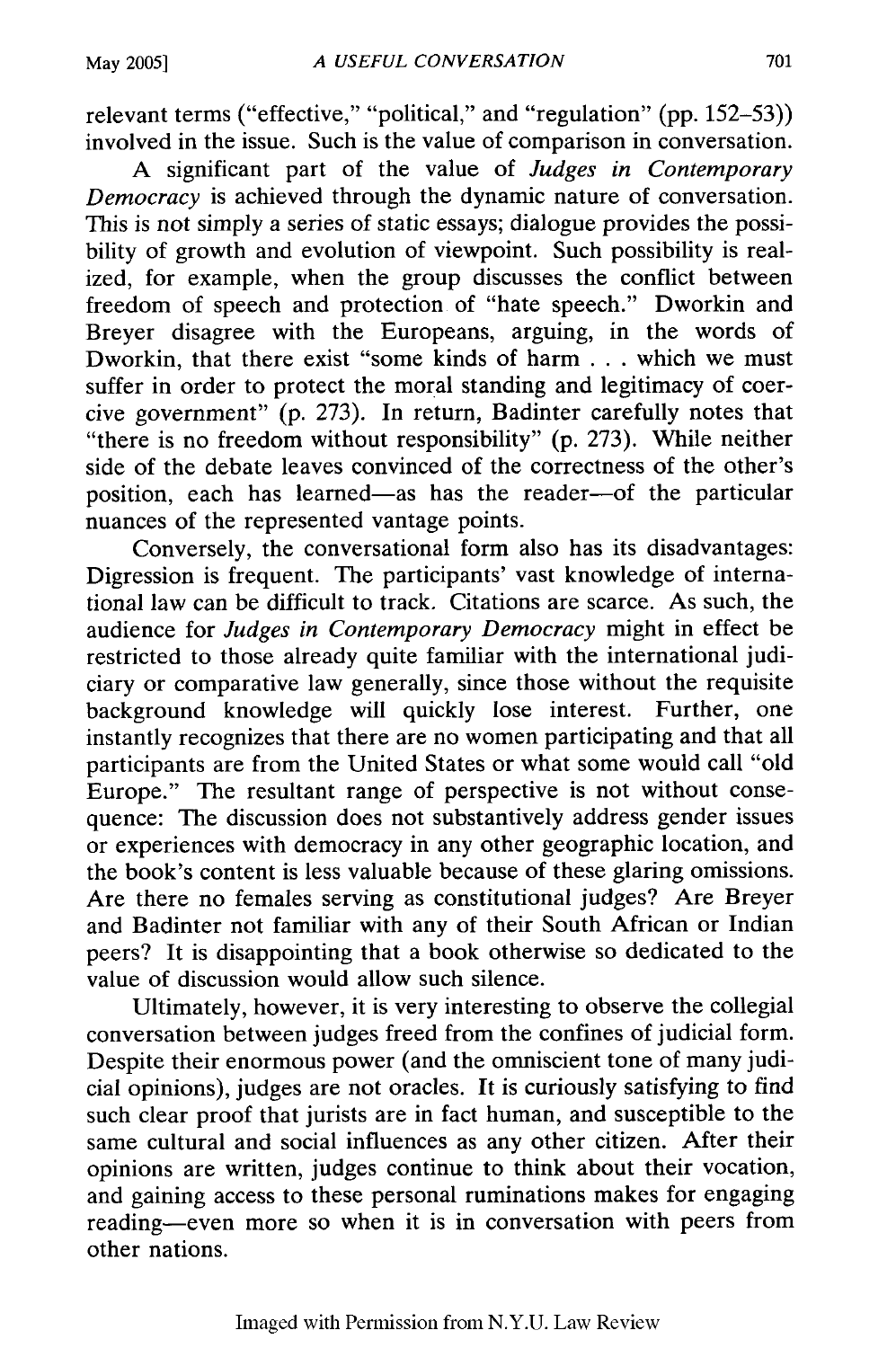relevant terms ("effective," "political," and "regulation" (pp. 152–53)) involved in the issue. Such is the value of comparison in conversation.

A significant part of the value of *Judges in Contemporary Democracy* is achieved through the dynamic nature of conversation. This is not simply a series of static essays; dialogue provides the possibility of growth and evolution of viewpoint. Such possibility is realized, for example, when the group discusses the conflict between freedom of speech and protection of "hate speech." Dworkin and Breyer disagree with the Europeans, arguing, in the words of Dworkin, that there exist "some kinds of harm . . . which we must suffer in order to protect the moral standing and legitimacy of coercive government" (p. 273). In return, Badinter carefully notes that "there is no freedom without responsibility" (p. 273). While neither side of the debate leaves convinced of the correctness of the other's position, each has learned—as has the reader—of the particular nuances of the represented vantage points.

Conversely, the conversational form also has its disadvantages: Digression is frequent. The participants' vast knowledge of international law can be difficult to track. Citations are scarce. As such, the audience for *Judges in Contemporary Democracy* might in effect be restricted to those already quite familiar with the international judiciary or comparative law generally, since those without the requisite background knowledge will quickly lose interest. Further, one instantly recognizes that there are no women participating and that all participants are from the United States or what some would call "old Europe." The resultant range of perspective is not without consequence: The discussion does not substantively address gender issues or experiences with democracy in any other geographic location, and the book's content is less valuable because of these glaring omissions. Are there no females serving as constitutional judges? Are Breyer and Badinter not familiar with any of their South African or Indian peers? It is disappointing that a book otherwise so dedicated to the value of discussion would allow such silence.

Ultimately, however, it is very interesting to observe the collegial conversation between judges freed from the confines of judicial form. Despite their enormous power (and the omniscient tone of many judicial opinions), judges are not oracles. It is curiously satisfying to find such clear proof that jurists are in fact human, and susceptible to the same cultural and social influences as any other citizen. After their opinions are written, judges continue to think about their vocation, and gaining access to these personal ruminations makes for engaging reading—even more so when it is in conversation with peers from other nations.